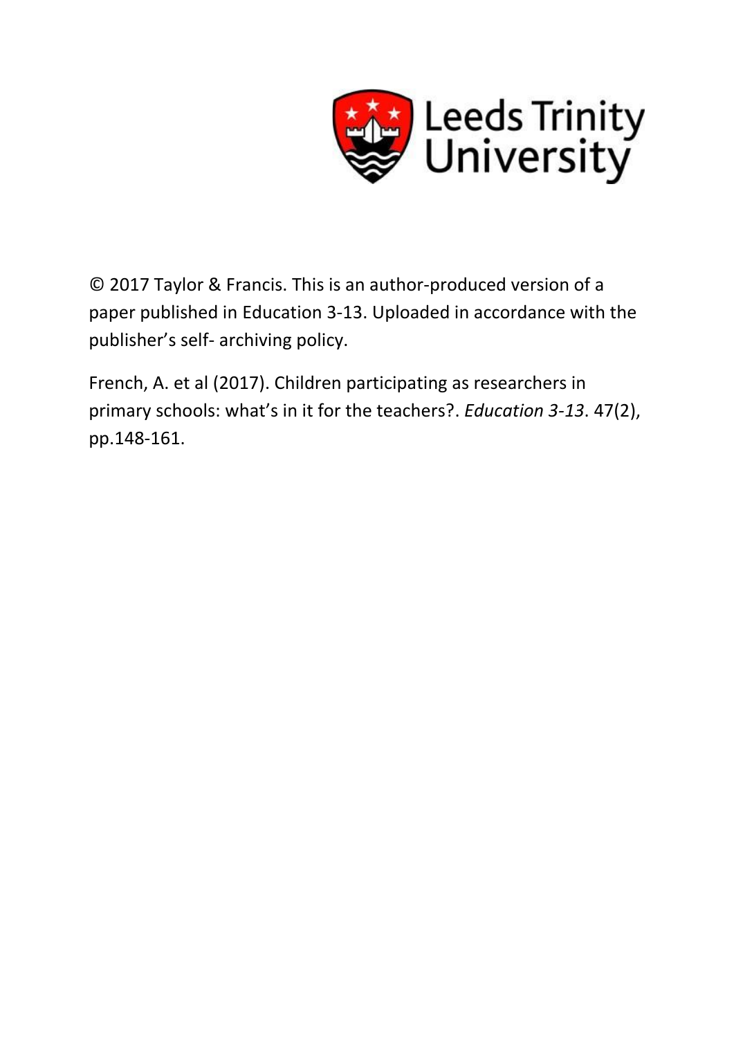Leeds Trinity University

© 2017 Taylor & Francis. This is an author-produced version of a paper published in Education 3-13. Uploaded in accordance with the publisher's self- archiving policy.

French, A. et al (2017). Children participating as researchers in primary schools: what's in it for the teachers?. *Education 3-13*. 47(2), pp.148-161.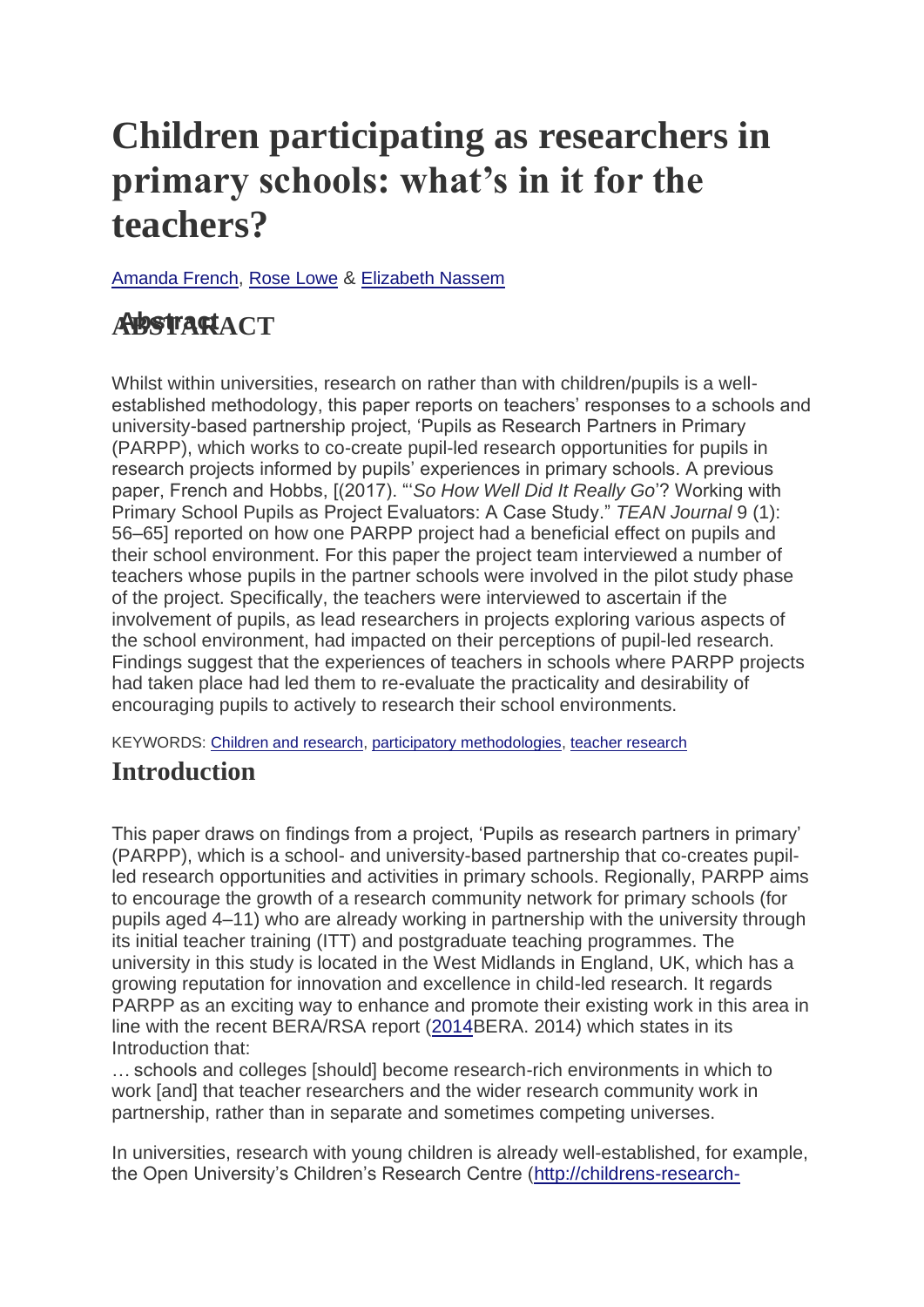# Children participating as researchers in primary schools: what's in it for the teachers?

Amanda French, Rose Lowe & Elizabeth Nassem

## ABSTRACT

Whilst within universities, research on rather than with children/pupils is a well-established methodology, this paper reports on teachers' responses to a schools and university-based partnership project, 'Pupils as Research Partners in Primary (PARPP), which works to co-create pupil-led research opportunities for pupils in research projects informed by pupils' experiences in primary schools. A previous paper, French and Hobbs, [(2017). "'*So How Well Did It Really Go*'? Working with Primary School Pupils as Project Evaluators: A Case Study." *TEAN Journal* 9 (1): 56–65] reported on how one PARPP project had a beneficial effect on pupils and their school environment. For this paper the project team interviewed a number of teachers whose pupils in the partner schools were involved in the pilot study phase of the project. Specifically, the teachers were interviewed to ascertain if the involvement of pupils, as lead researchers in projects exploring various aspects of the school environment, had impacted on their perceptions of pupil-led research. Findings suggest that the experiences of teachers in schools where PARPP projects had taken place had led them to re-evaluate the practicality and desirability of encouraging pupils to actively to research their school environments.

KEYWORDS: Children and research, participatory methodologies, teacher research

## Introduction

This paper draws on findings from a project, 'Pupils as research partners in primary' (PARPP), which is a school- and university-based partnership that co-creates pupil-led research opportunities and activities in primary schools. Regionally, PARPP aims to encourage the growth of a research community network for primary schools (for pupils aged 4–11) who are already working in partnership with the university through its initial teacher training (ITT) and postgraduate teaching programmes. The university in this study is located in the West Midlands in England, UK, which has a growing reputation for innovation and excellence in child-led research. It regards PARPP as an exciting way to enhance and promote their existing work in this area in line with the recent BERA/RSA report (2014BERA. 2014) which states in its Introduction that:

… schools and colleges [should] become research-rich environments in which to work [and] that teacher researchers and the wider research community work in partnership, rather than in separate and sometimes competing universes.

In universities, research with young children is already well-established, for example, the Open University's Children's Research Centre (http://childrens-research-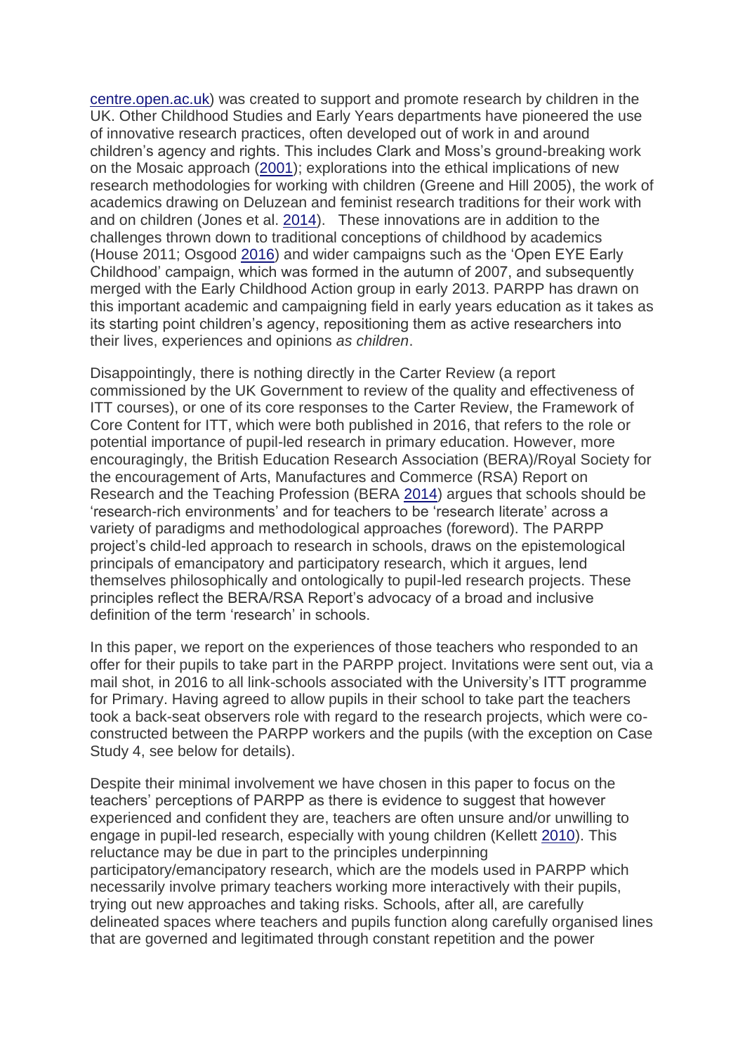centre.open.ac.uk) was created to support and promote research by children in the UK. Other Childhood Studies and Early Years departments have pioneered the use of innovative research practices, often developed out of work in and around children's agency and rights. This includes Clark and Moss's ground-breaking work on the Mosaic approach (2001); explorations into the ethical implications of new research methodologies for working with children (Greene and Hill 2005), the work of academics drawing on Deluzean and feminist research traditions for their work with and on children (Jones et al. 2014). These innovations are in addition to the challenges thrown down to traditional conceptions of childhood by academics (House 2011; Osgood 2016) and wider campaigns such as the 'Open EYE Early Childhood' campaign, which was formed in the autumn of 2007, and subsequently merged with the Early Childhood Action group in early 2013. PARPP has drawn on this important academic and campaigning field in early years education as it takes as its starting point children's agency, repositioning them as active researchers into their lives, experiences and opinions *as children*.

Disappointingly, there is nothing directly in the Carter Review (a report commissioned by the UK Government to review of the quality and effectiveness of ITT courses), or one of its core responses to the Carter Review, the Framework of Core Content for ITT, which were both published in 2016, that refers to the role or potential importance of pupil-led research in primary education. However, more encouragingly, the British Education Research Association (BERA)/Royal Society for the encouragement of Arts, Manufactures and Commerce (RSA) Report on Research and the Teaching Profession (BERA 2014) argues that schools should be 'research-rich environments' and for teachers to be 'research literate' across a variety of paradigms and methodological approaches (foreword). The PARPP project's child-led approach to research in schools, draws on the epistemological principals of emancipatory and participatory research, which it argues, lend themselves philosophically and ontologically to pupil-led research projects. These principles reflect the BERA/RSA Report's advocacy of a broad and inclusive definition of the term 'research' in schools.

In this paper, we report on the experiences of those teachers who responded to an offer for their pupils to take part in the PARPP project. Invitations were sent out, via a mail shot, in 2016 to all link-schools associated with the University's ITT programme for Primary. Having agreed to allow pupils in their school to take part the teachers took a back-seat observers role with regard to the research projects, which were co-constructed between the PARPP workers and the pupils (with the exception on Case Study 4, see below for details).

Despite their minimal involvement we have chosen in this paper to focus on the teachers' perceptions of PARPP as there is evidence to suggest that however experienced and confident they are, teachers are often unsure and/or unwilling to engage in pupil-led research, especially with young children (Kellett 2010). This reluctance may be due in part to the principles underpinning participatory/emancipatory research, which are the models used in PARPP which necessarily involve primary teachers working more interactively with their pupils, trying out new approaches and taking risks. Schools, after all, are carefully delineated spaces where teachers and pupils function along carefully organised lines that are governed and legitimated through constant repetition and the power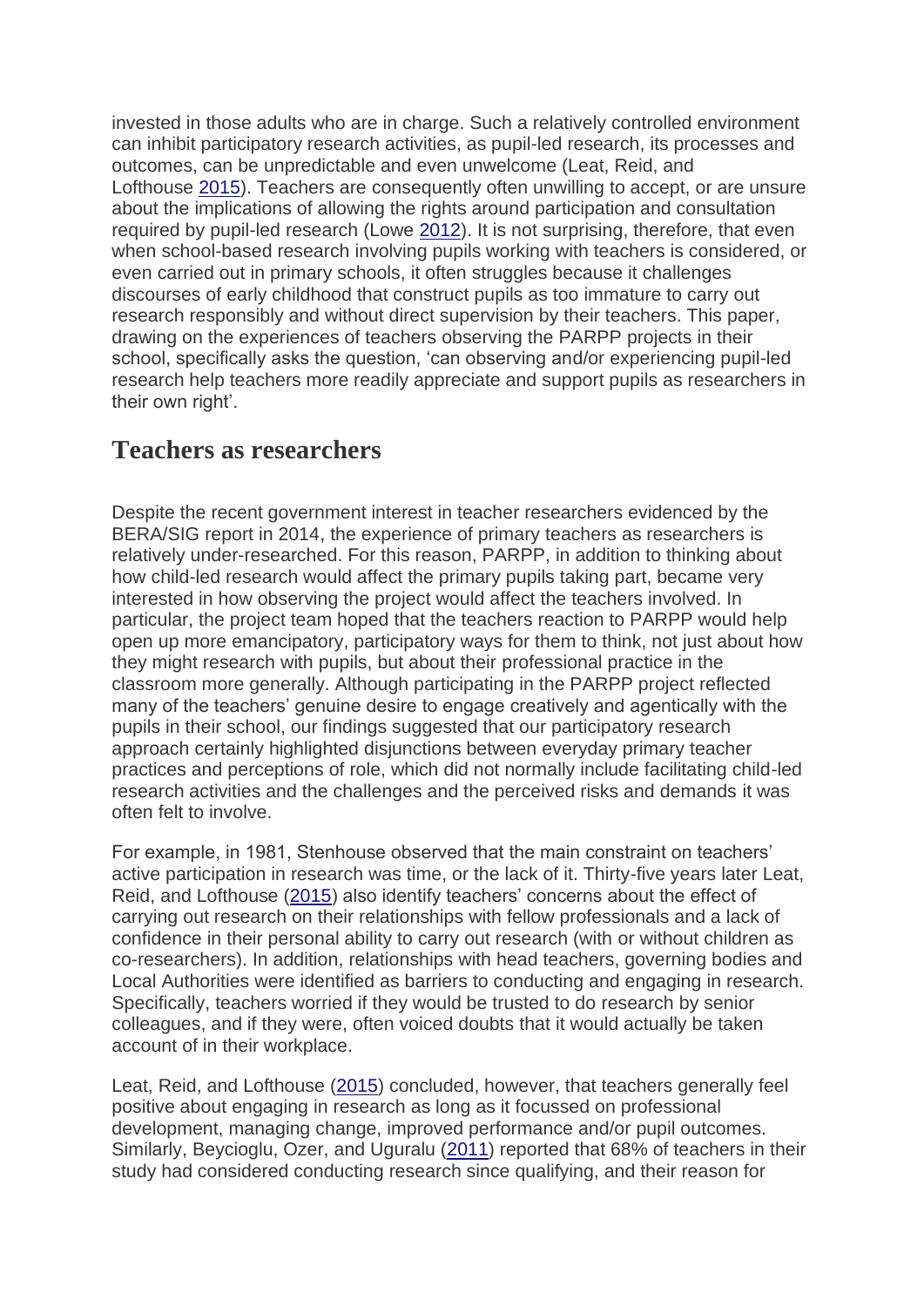invested in those adults who are in charge. Such a relatively controlled environment can inhibit participatory research activities, as pupil-led research, its processes and outcomes, can be unpredictable and even unwelcome (Leat, Reid, and Lofthouse 2015). Teachers are consequently often unwilling to accept, or are unsure about the implications of allowing the rights around participation and consultation required by pupil-led research (Lowe 2012). It is not surprising, therefore, that even when school-based research involving pupils working with teachers is considered, or even carried out in primary schools, it often struggles because it challenges discourses of early childhood that construct pupils as too immature to carry out research responsibly and without direct supervision by their teachers. This paper, drawing on the experiences of teachers observing the PARPP projects in their school, specifically asks the question, 'can observing and/or experiencing pupil-led research help teachers more readily appreciate and support pupils as researchers in their own right'.

## Teachers as researchers

Despite the recent government interest in teacher researchers evidenced by the BERA/SIG report in 2014, the experience of primary teachers as researchers is relatively under-researched. For this reason, PARPP, in addition to thinking about how child-led research would affect the primary pupils taking part, became very interested in how observing the project would affect the teachers involved. In particular, the project team hoped that the teachers reaction to PARPP would help open up more emancipatory, participatory ways for them to think, not just about how they might research with pupils, but about their professional practice in the classroom more generally. Although participating in the PARPP project reflected many of the teachers' genuine desire to engage creatively and agentically with the pupils in their school, our findings suggested that our participatory research approach certainly highlighted disjunctions between everyday primary teacher practices and perceptions of role, which did not normally include facilitating child-led research activities and the challenges and the perceived risks and demands it was often felt to involve.

For example, in 1981, Stenhouse observed that the main constraint on teachers' active participation in research was time, or the lack of it. Thirty-five years later Leat, Reid, and Lofthouse (2015) also identify teachers' concerns about the effect of carrying out research on their relationships with fellow professionals and a lack of confidence in their personal ability to carry out research (with or without children as co-researchers). In addition, relationships with head teachers, governing bodies and Local Authorities were identified as barriers to conducting and engaging in research. Specifically, teachers worried if they would be trusted to do research by senior colleagues, and if they were, often voiced doubts that it would actually be taken account of in their workplace.

Leat, Reid, and Lofthouse (2015) concluded, however, that teachers generally feel positive about engaging in research as long as it focussed on professional development, managing change, improved performance and/or pupil outcomes. Similarly, Beycioglu, Ozer, and Uguralu (2011) reported that 68% of teachers in their study had considered conducting research since qualifying, and their reason for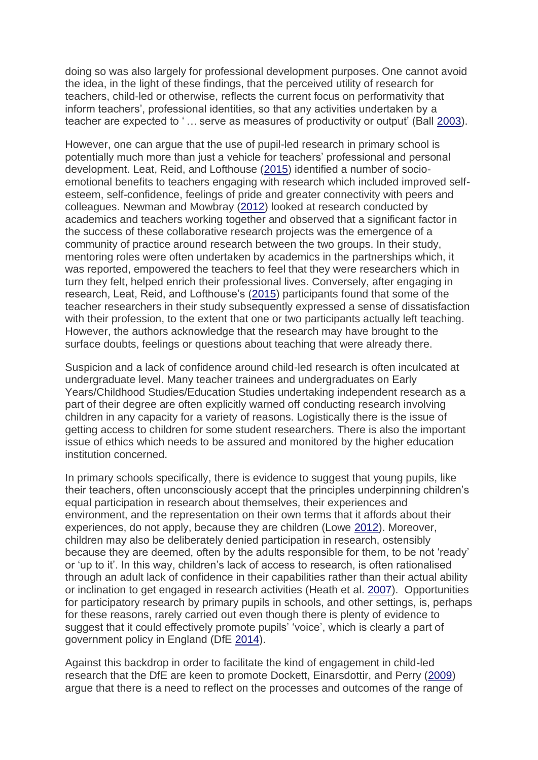doing so was also largely for professional development purposes. One cannot avoid the idea, in the light of these findings, that the perceived utility of research for teachers, child-led or otherwise, reflects the current focus on performativity that inform teachers', professional identities, so that any activities undertaken by a teacher are expected to ' … serve as measures of productivity or output' (Ball 2003).

However, one can argue that the use of pupil-led research in primary school is potentially much more than just a vehicle for teachers' professional and personal development. Leat, Reid, and Lofthouse (2015) identified a number of socio-emotional benefits to teachers engaging with research which included improved self-esteem, self-confidence, feelings of pride and greater connectivity with peers and colleagues. Newman and Mowbray (2012) looked at research conducted by academics and teachers working together and observed that a significant factor in the success of these collaborative research projects was the emergence of a community of practice around research between the two groups. In their study, mentoring roles were often undertaken by academics in the partnerships which, it was reported, empowered the teachers to feel that they were researchers which in turn they felt, helped enrich their professional lives. Conversely, after engaging in research, Leat, Reid, and Lofthouse's (2015) participants found that some of the teacher researchers in their study subsequently expressed a sense of dissatisfaction with their profession, to the extent that one or two participants actually left teaching. However, the authors acknowledge that the research may have brought to the surface doubts, feelings or questions about teaching that were already there.

Suspicion and a lack of confidence around child-led research is often inculcated at undergraduate level. Many teacher trainees and undergraduates on Early Years/Childhood Studies/Education Studies undertaking independent research as a part of their degree are often explicitly warned off conducting research involving children in any capacity for a variety of reasons. Logistically there is the issue of getting access to children for some student researchers. There is also the important issue of ethics which needs to be assured and monitored by the higher education institution concerned.

In primary schools specifically, there is evidence to suggest that young pupils, like their teachers, often unconsciously accept that the principles underpinning children's equal participation in research about themselves, their experiences and environment, and the representation on their own terms that it affords about their experiences, do not apply, because they are children (Lowe 2012). Moreover, children may also be deliberately denied participation in research, ostensibly because they are deemed, often by the adults responsible for them, to be not 'ready' or 'up to it'. In this way, children's lack of access to research, is often rationalised through an adult lack of confidence in their capabilities rather than their actual ability or inclination to get engaged in research activities (Heath et al. 2007). Opportunities for participatory research by primary pupils in schools, and other settings, is, perhaps for these reasons, rarely carried out even though there is plenty of evidence to suggest that it could effectively promote pupils' 'voice', which is clearly a part of government policy in England (DfE 2014).

Against this backdrop in order to facilitate the kind of engagement in child-led research that the DfE are keen to promote Dockett, Einarsdottir, and Perry (2009) argue that there is a need to reflect on the processes and outcomes of the range of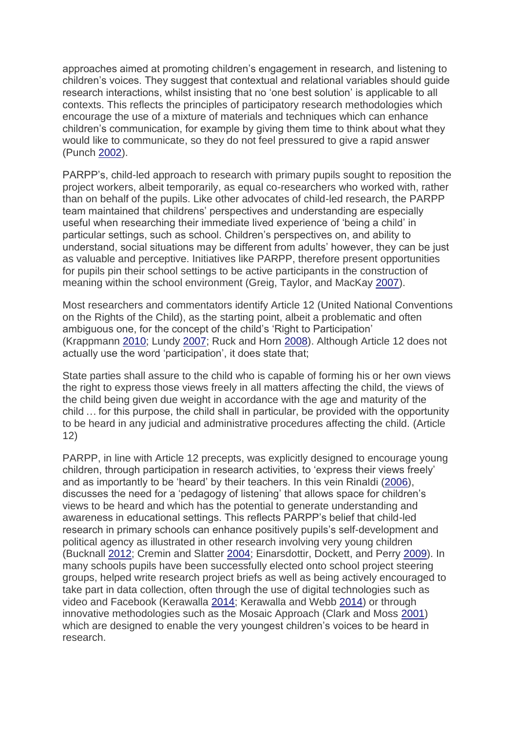approaches aimed at promoting children's engagement in research, and listening to children's voices. They suggest that contextual and relational variables should guide research interactions, whilst insisting that no 'one best solution' is applicable to all contexts. This reflects the principles of participatory research methodologies which encourage the use of a mixture of materials and techniques which can enhance children's communication, for example by giving them time to think about what they would like to communicate, so they do not feel pressured to give a rapid answer (Punch 2002).

PARPP's, child-led approach to research with primary pupils sought to reposition the project workers, albeit temporarily, as equal co-researchers who worked with, rather than on behalf of the pupils. Like other advocates of child-led research, the PARPP team maintained that childrens' perspectives and understanding are especially useful when researching their immediate lived experience of 'being a child' in particular settings, such as school. Children's perspectives on, and ability to understand, social situations may be different from adults' however, they can be just as valuable and perceptive. Initiatives like PARPP, therefore present opportunities for pupils pin their school settings to be active participants in the construction of meaning within the school environment (Greig, Taylor, and MacKay 2007).

Most researchers and commentators identify Article 12 (United National Conventions on the Rights of the Child), as the starting point, albeit a problematic and often ambiguous one, for the concept of the child's 'Right to Participation' (Krappmann 2010; Lundy 2007; Ruck and Horn 2008). Although Article 12 does not actually use the word 'participation', it does state that;

State parties shall assure to the child who is capable of forming his or her own views the right to express those views freely in all matters affecting the child, the views of the child being given due weight in accordance with the age and maturity of the child … for this purpose, the child shall in particular, be provided with the opportunity to be heard in any judicial and administrative procedures affecting the child. (Article 12)

PARPP, in line with Article 12 precepts, was explicitly designed to encourage young children, through participation in research activities, to 'express their views freely' and as importantly to be 'heard' by their teachers. In this vein Rinaldi (2006), discusses the need for a 'pedagogy of listening' that allows space for children's views to be heard and which has the potential to generate understanding and awareness in educational settings. This reflects PARPP's belief that child-led research in primary schools can enhance positively pupils's self-development and political agency as illustrated in other research involving very young children (Bucknall 2012; Cremin and Slatter 2004; Einarsdottir, Dockett, and Perry 2009). In many schools pupils have been successfully elected onto school project steering groups, helped write research project briefs as well as being actively encouraged to take part in data collection, often through the use of digital technologies such as video and Facebook (Kerawalla 2014; Kerawalla and Webb 2014) or through innovative methodologies such as the Mosaic Approach (Clark and Moss 2001) which are designed to enable the very youngest children's voices to be heard in research.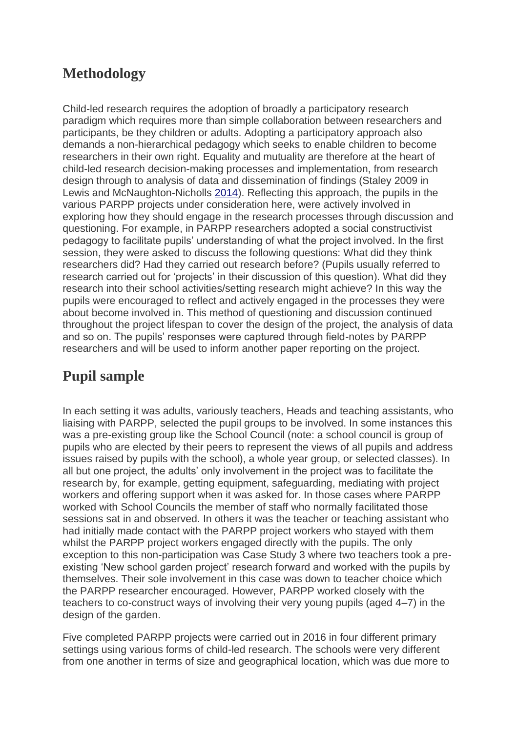## Methodology

Child-led research requires the adoption of broadly a participatory research paradigm which requires more than simple collaboration between researchers and participants, be they children or adults. Adopting a participatory approach also demands a non-hierarchical pedagogy which seeks to enable children to become researchers in their own right. Equality and mutuality are therefore at the heart of child-led research decision-making processes and implementation, from research design through to analysis of data and dissemination of findings (Staley 2009 in Lewis and McNaughton-Nicholls 2014). Reflecting this approach, the pupils in the various PARPP projects under consideration here, were actively involved in exploring how they should engage in the research processes through discussion and questioning. For example, in PARPP researchers adopted a social constructivist pedagogy to facilitate pupils' understanding of what the project involved. In the first session, they were asked to discuss the following questions: What did they think researchers did? Had they carried out research before? (Pupils usually referred to research carried out for 'projects' in their discussion of this question). What did they research into their school activities/setting research might achieve? In this way the pupils were encouraged to reflect and actively engaged in the processes they were about become involved in. This method of questioning and discussion continued throughout the project lifespan to cover the design of the project, the analysis of data and so on. The pupils' responses were captured through field-notes by PARPP researchers and will be used to inform another paper reporting on the project.

## Pupil sample

In each setting it was adults, variously teachers, Heads and teaching assistants, who liaising with PARPP, selected the pupil groups to be involved. In some instances this was a pre-existing group like the School Council (note: a school council is group of pupils who are elected by their peers to represent the views of all pupils and address issues raised by pupils with the school), a whole year group, or selected classes). In all but one project, the adults' only involvement in the project was to facilitate the research by, for example, getting equipment, safeguarding, mediating with project workers and offering support when it was asked for. In those cases where PARPP worked with School Councils the member of staff who normally facilitated those sessions sat in and observed. In others it was the teacher or teaching assistant who had initially made contact with the PARPP project workers who stayed with them whilst the PARPP project workers engaged directly with the pupils. The only exception to this non-participation was Case Study 3 where two teachers took a pre-existing 'New school garden project' research forward and worked with the pupils by themselves. Their sole involvement in this case was down to teacher choice which the PARPP researcher encouraged. However, PARPP worked closely with the teachers to co-construct ways of involving their very young pupils (aged 4–7) in the design of the garden.

Five completed PARPP projects were carried out in 2016 in four different primary settings using various forms of child-led research. The schools were very different from one another in terms of size and geographical location, which was due more to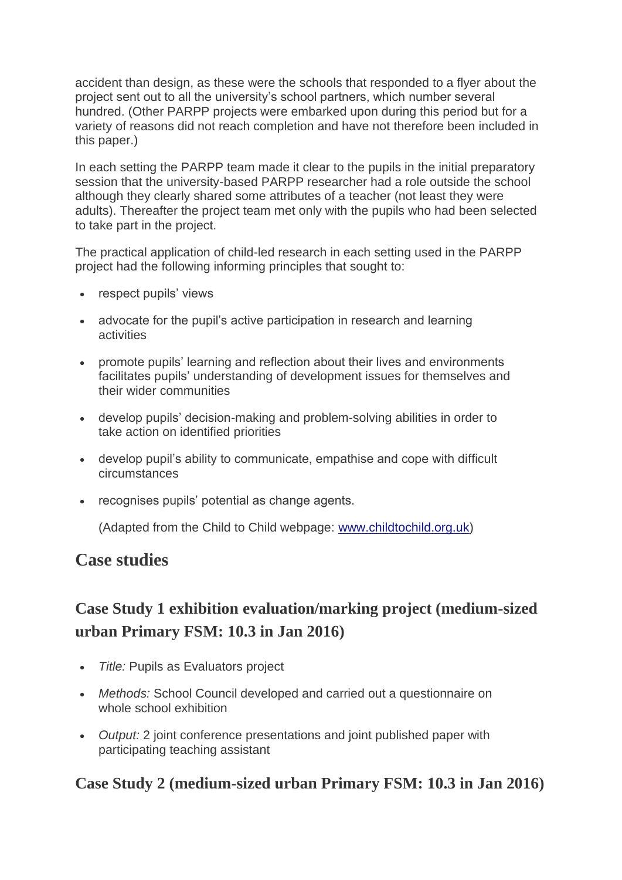accident than design, as these were the schools that responded to a flyer about the project sent out to all the university's school partners, which number several hundred. (Other PARPP projects were embarked upon during this period but for a variety of reasons did not reach completion and have not therefore been included in this paper.)

In each setting the PARPP team made it clear to the pupils in the initial preparatory session that the university-based PARPP researcher had a role outside the school although they clearly shared some attributes of a teacher (not least they were adults). Thereafter the project team met only with the pupils who had been selected to take part in the project.

The practical application of child-led research in each setting used in the PARPP project had the following informing principles that sought to:

- respect pupils' views
- advocate for the pupil's active participation in research and learning activities
- promote pupils' learning and reflection about their lives and environments facilitates pupils' understanding of development issues for themselves and their wider communities
- develop pupils' decision-making and problem-solving abilities in order to take action on identified priorities
- develop pupil's ability to communicate, empathise and cope with difficult circumstances
- recognises pupils' potential as change agents.

  (Adapted from the Child to Child webpage: [www.childtochild.org.uk](http://www.childtochild.org.uk))

## Case studies

### Case Study 1 exhibition evaluation/marking project (medium-sized urban Primary FSM: 10.3 in Jan 2016)

- *Title:* Pupils as Evaluators project
- *Methods:* School Council developed and carried out a questionnaire on whole school exhibition
- *Output:* 2 joint conference presentations and joint published paper with participating teaching assistant

### Case Study 2 (medium-sized urban Primary FSM: 10.3 in Jan 2016)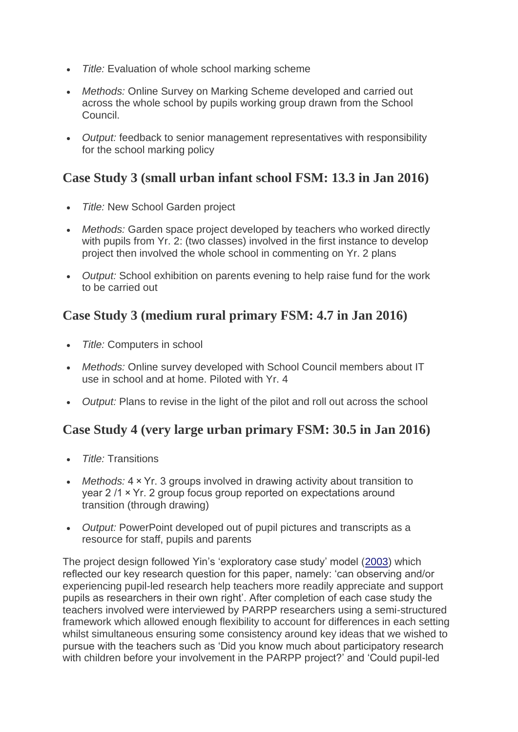- *Title:* Evaluation of whole school marking scheme
- *Methods:* Online Survey on Marking Scheme developed and carried out across the whole school by pupils working group drawn from the School Council.
- *Output:* feedback to senior management representatives with responsibility for the school marking policy

## Case Study 3 (small urban infant school FSM: 13.3 in Jan 2016)

- *Title:* New School Garden project
- *Methods:* Garden space project developed by teachers who worked directly with pupils from Yr. 2: (two classes) involved in the first instance to develop project then involved the whole school in commenting on Yr. 2 plans
- *Output:* School exhibition on parents evening to help raise fund for the work to be carried out

## Case Study 3 (medium rural primary FSM: 4.7 in Jan 2016)

- *Title:* Computers in school
- *Methods:* Online survey developed with School Council members about IT use in school and at home. Piloted with Yr. 4
- *Output:* Plans to revise in the light of the pilot and roll out across the school

## Case Study 4 (very large urban primary FSM: 30.5 in Jan 2016)

- *Title:* Transitions
- *Methods:* 4 × Yr. 3 groups involved in drawing activity about transition to year 2 /1 × Yr. 2 group focus group reported on expectations around transition (through drawing)
- *Output:* PowerPoint developed out of pupil pictures and transcripts as a resource for staff, pupils and parents

The project design followed Yin's 'exploratory case study' model (2003) which reflected our key research question for this paper, namely: 'can observing and/or experiencing pupil-led research help teachers more readily appreciate and support pupils as researchers in their own right'. After completion of each case study the teachers involved were interviewed by PARPP researchers using a semi-structured framework which allowed enough flexibility to account for differences in each setting whilst simultaneous ensuring some consistency around key ideas that we wished to pursue with the teachers such as 'Did you know much about participatory research with children before your involvement in the PARPP project?' and 'Could pupil-led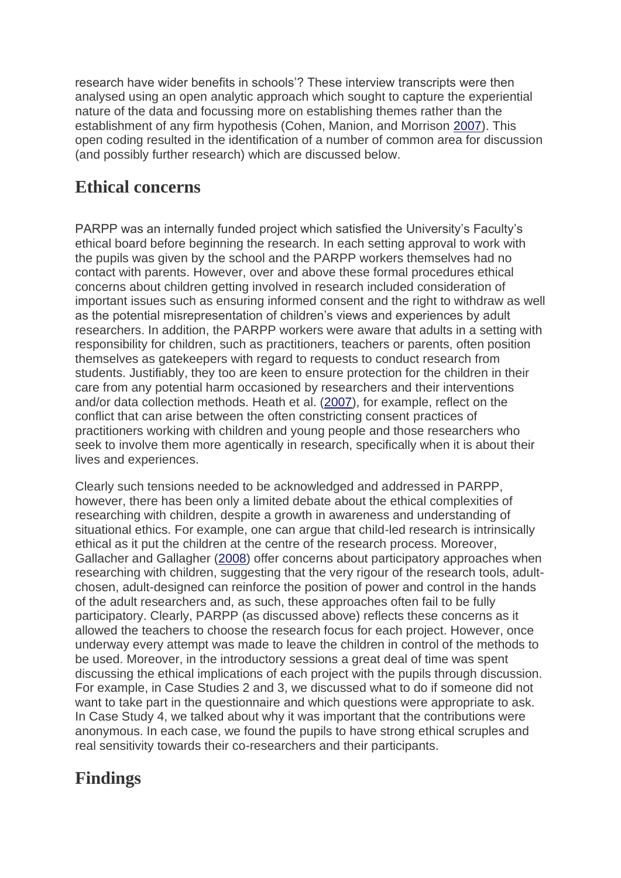research have wider benefits in schools'? These interview transcripts were then analysed using an open analytic approach which sought to capture the experiential nature of the data and focussing more on establishing themes rather than the establishment of any firm hypothesis (Cohen, Manion, and Morrison 2007). This open coding resulted in the identification of a number of common area for discussion (and possibly further research) which are discussed below.

## Ethical concerns

PARPP was an internally funded project which satisfied the University's Faculty's ethical board before beginning the research. In each setting approval to work with the pupils was given by the school and the PARPP workers themselves had no contact with parents. However, over and above these formal procedures ethical concerns about children getting involved in research included consideration of important issues such as ensuring informed consent and the right to withdraw as well as the potential misrepresentation of children's views and experiences by adult researchers. In addition, the PARPP workers were aware that adults in a setting with responsibility for children, such as practitioners, teachers or parents, often position themselves as gatekeepers with regard to requests to conduct research from students. Justifiably, they too are keen to ensure protection for the children in their care from any potential harm occasioned by researchers and their interventions and/or data collection methods. Heath et al. (2007), for example, reflect on the conflict that can arise between the often constricting consent practices of practitioners working with children and young people and those researchers who seek to involve them more agentically in research, specifically when it is about their lives and experiences.

Clearly such tensions needed to be acknowledged and addressed in PARPP, however, there has been only a limited debate about the ethical complexities of researching with children, despite a growth in awareness and understanding of situational ethics. For example, one can argue that child-led research is intrinsically ethical as it put the children at the centre of the research process. Moreover, Gallacher and Gallagher (2008) offer concerns about participatory approaches when researching with children, suggesting that the very rigour of the research tools, adult-chosen, adult-designed can reinforce the position of power and control in the hands of the adult researchers and, as such, these approaches often fail to be fully participatory. Clearly, PARPP (as discussed above) reflects these concerns as it allowed the teachers to choose the research focus for each project. However, once underway every attempt was made to leave the children in control of the methods to be used. Moreover, in the introductory sessions a great deal of time was spent discussing the ethical implications of each project with the pupils through discussion. For example, in Case Studies 2 and 3, we discussed what to do if someone did not want to take part in the questionnaire and which questions were appropriate to ask. In Case Study 4, we talked about why it was important that the contributions were anonymous. In each case, we found the pupils to have strong ethical scruples and real sensitivity towards their co-researchers and their participants.

## Findings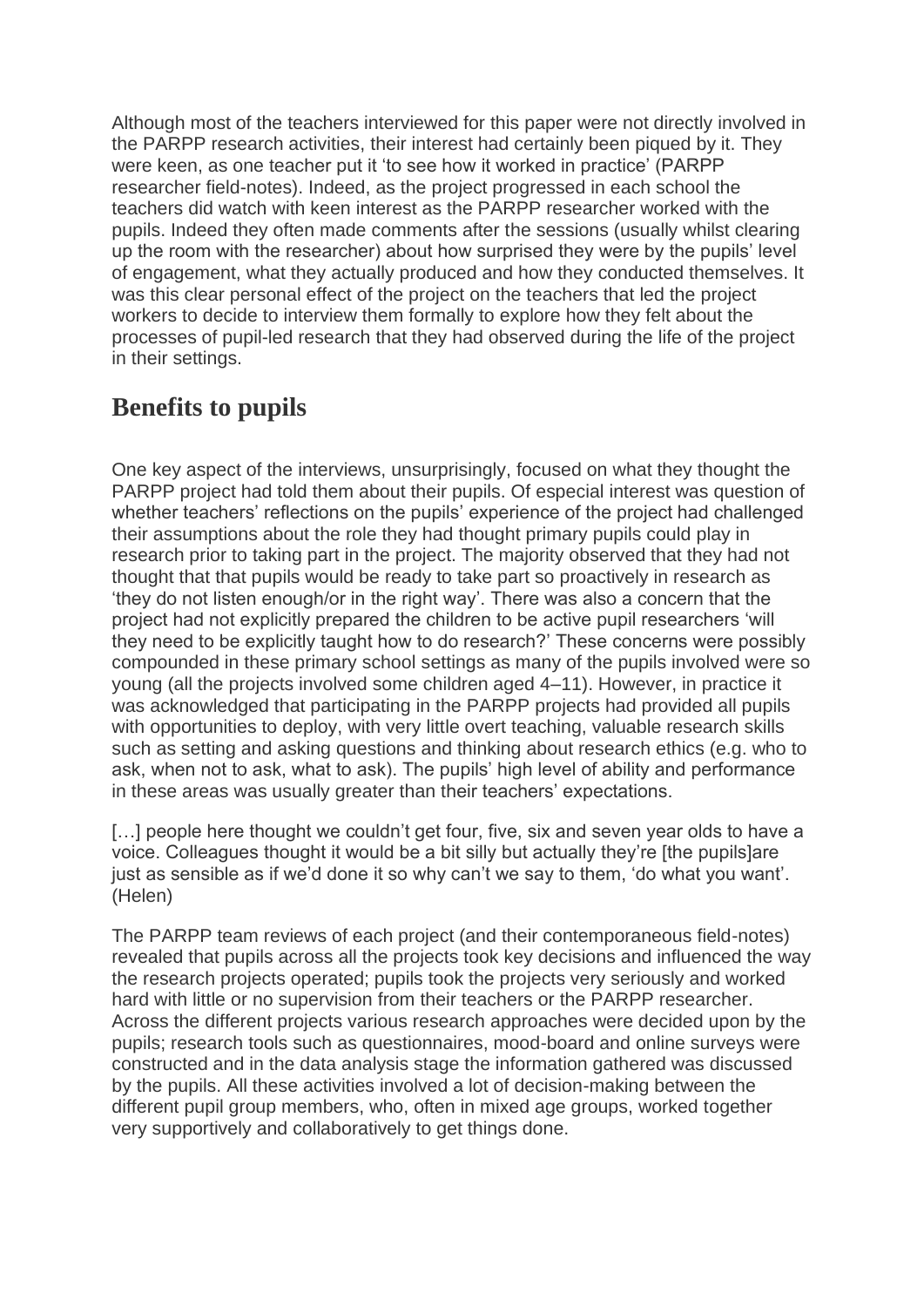Although most of the teachers interviewed for this paper were not directly involved in the PARPP research activities, their interest had certainly been piqued by it. They were keen, as one teacher put it 'to see how it worked in practice' (PARPP researcher field-notes). Indeed, as the project progressed in each school the teachers did watch with keen interest as the PARPP researcher worked with the pupils. Indeed they often made comments after the sessions (usually whilst clearing up the room with the researcher) about how surprised they were by the pupils' level of engagement, what they actually produced and how they conducted themselves. It was this clear personal effect of the project on the teachers that led the project workers to decide to interview them formally to explore how they felt about the processes of pupil-led research that they had observed during the life of the project in their settings.

## Benefits to pupils

One key aspect of the interviews, unsurprisingly, focused on what they thought the PARPP project had told them about their pupils. Of especial interest was question of whether teachers' reflections on the pupils' experience of the project had challenged their assumptions about the role they had thought primary pupils could play in research prior to taking part in the project. The majority observed that they had not thought that that pupils would be ready to take part so proactively in research as 'they do not listen enough/or in the right way'. There was also a concern that the project had not explicitly prepared the children to be active pupil researchers 'will they need to be explicitly taught how to do research?' These concerns were possibly compounded in these primary school settings as many of the pupils involved were so young (all the projects involved some children aged 4–11). However, in practice it was acknowledged that participating in the PARPP projects had provided all pupils with opportunities to deploy, with very little overt teaching, valuable research skills such as setting and asking questions and thinking about research ethics (e.g. who to ask, when not to ask, what to ask). The pupils' high level of ability and performance in these areas was usually greater than their teachers' expectations.

[…] people here thought we couldn't get four, five, six and seven year olds to have a voice. Colleagues thought it would be a bit silly but actually they're [the pupils]are just as sensible as if we'd done it so why can't we say to them, 'do what you want'. (Helen)

The PARPP team reviews of each project (and their contemporaneous field-notes) revealed that pupils across all the projects took key decisions and influenced the way the research projects operated; pupils took the projects very seriously and worked hard with little or no supervision from their teachers or the PARPP researcher. Across the different projects various research approaches were decided upon by the pupils; research tools such as questionnaires, mood-board and online surveys were constructed and in the data analysis stage the information gathered was discussed by the pupils. All these activities involved a lot of decision-making between the different pupil group members, who, often in mixed age groups, worked together very supportively and collaboratively to get things done.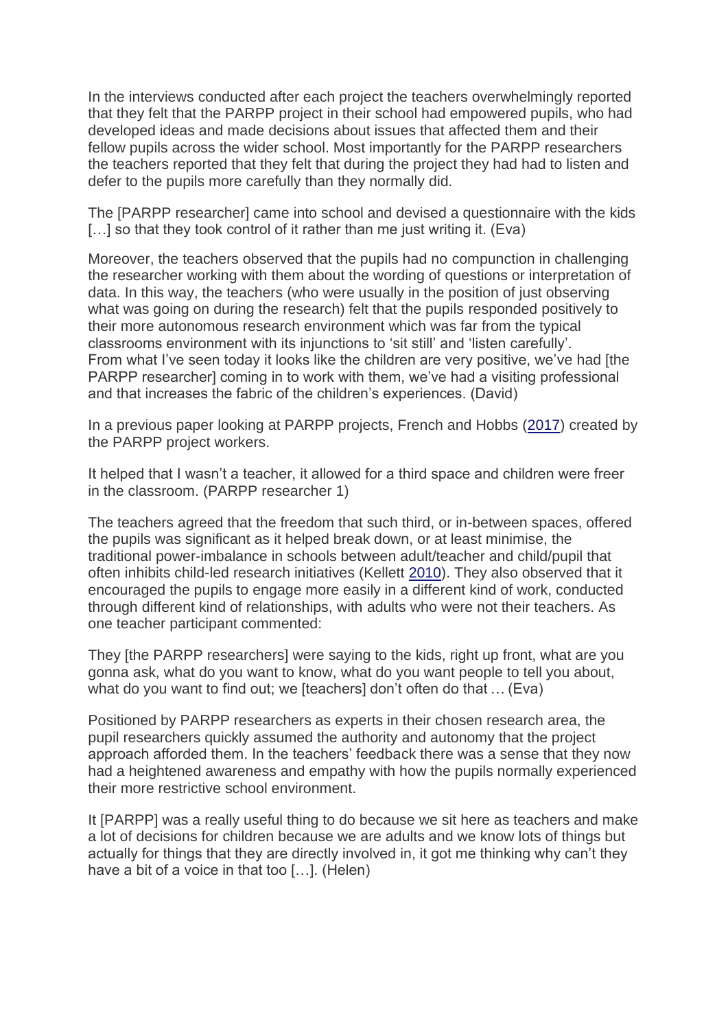In the interviews conducted after each project the teachers overwhelmingly reported that they felt that the PARPP project in their school had empowered pupils, who had developed ideas and made decisions about issues that affected them and their fellow pupils across the wider school. Most importantly for the PARPP researchers the teachers reported that they felt that during the project they had had to listen and defer to the pupils more carefully than they normally did.

The [PARPP researcher] came into school and devised a questionnaire with the kids […] so that they took control of it rather than me just writing it. (Eva)

Moreover, the teachers observed that the pupils had no compunction in challenging the researcher working with them about the wording of questions or interpretation of data. In this way, the teachers (who were usually in the position of just observing what was going on during the research) felt that the pupils responded positively to their more autonomous research environment which was far from the typical classrooms environment with its injunctions to 'sit still' and 'listen carefully'.
From what I've seen today it looks like the children are very positive, we've had [the PARPP researcher] coming in to work with them, we've had a visiting professional and that increases the fabric of the children's experiences. (David)

In a previous paper looking at PARPP projects, French and Hobbs (2017) created by the PARPP project workers.

It helped that I wasn't a teacher, it allowed for a third space and children were freer in the classroom. (PARPP researcher 1)

The teachers agreed that the freedom that such third, or in-between spaces, offered the pupils was significant as it helped break down, or at least minimise, the traditional power-imbalance in schools between adult/teacher and child/pupil that often inhibits child-led research initiatives (Kellett 2010). They also observed that it encouraged the pupils to engage more easily in a different kind of work, conducted through different kind of relationships, with adults who were not their teachers. As one teacher participant commented:

They [the PARPP researchers] were saying to the kids, right up front, what are you gonna ask, what do you want to know, what do you want people to tell you about, what do you want to find out; we [teachers] don't often do that … (Eva)

Positioned by PARPP researchers as experts in their chosen research area, the pupil researchers quickly assumed the authority and autonomy that the project approach afforded them. In the teachers' feedback there was a sense that they now had a heightened awareness and empathy with how the pupils normally experienced their more restrictive school environment.

It [PARPP] was a really useful thing to do because we sit here as teachers and make a lot of decisions for children because we are adults and we know lots of things but actually for things that they are directly involved in, it got me thinking why can't they have a bit of a voice in that too […]. (Helen)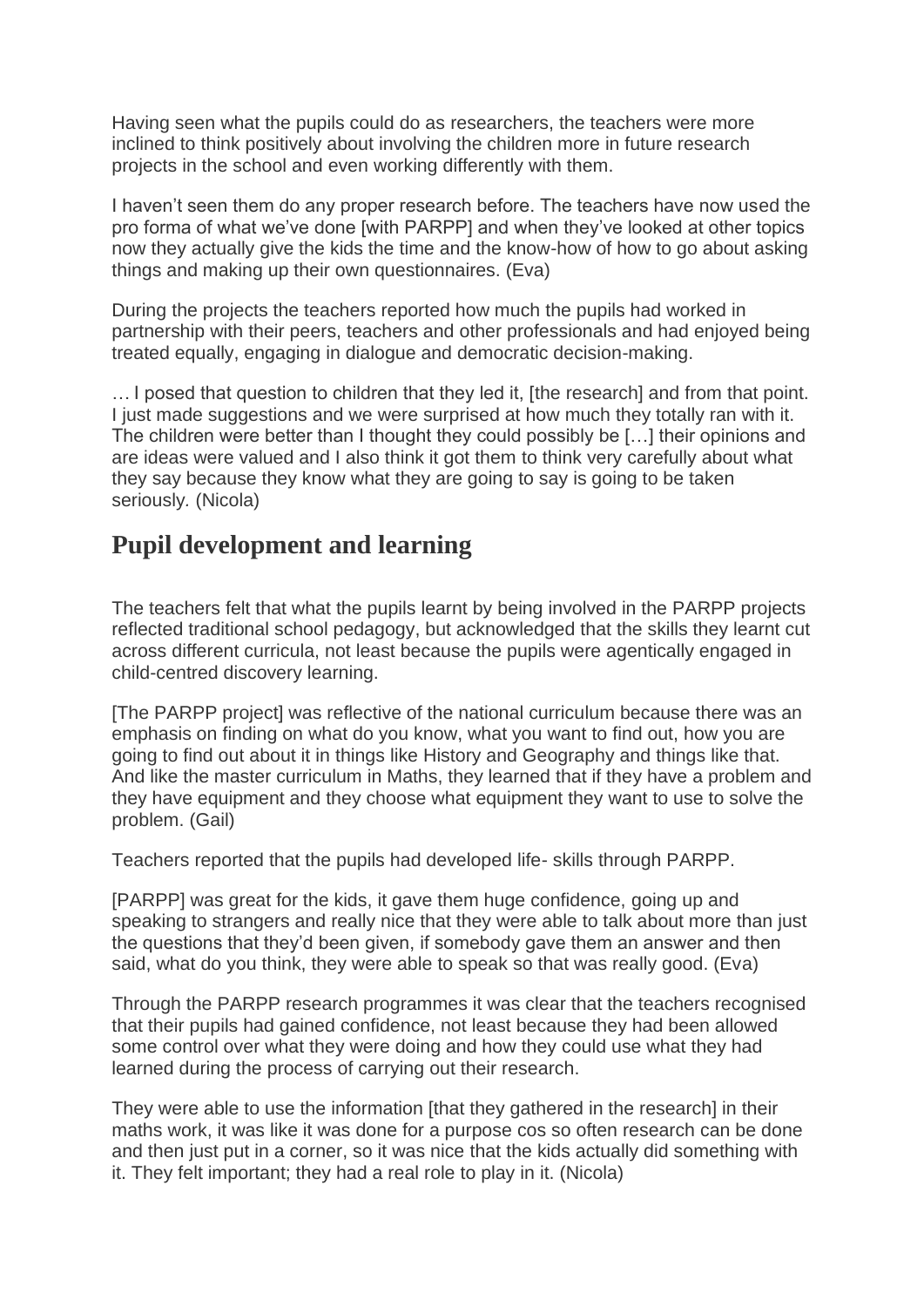Having seen what the pupils could do as researchers, the teachers were more inclined to think positively about involving the children more in future research projects in the school and even working differently with them.

I haven't seen them do any proper research before. The teachers have now used the pro forma of what we've done [with PARPP] and when they've looked at other topics now they actually give the kids the time and the know-how of how to go about asking things and making up their own questionnaires. (Eva)

During the projects the teachers reported how much the pupils had worked in partnership with their peers, teachers and other professionals and had enjoyed being treated equally, engaging in dialogue and democratic decision-making.

… I posed that question to children that they led it, [the research] and from that point. I just made suggestions and we were surprised at how much they totally ran with it. The children were better than I thought they could possibly be […] their opinions and are ideas were valued and I also think it got them to think very carefully about what they say because they know what they are going to say is going to be taken seriously. (Nicola)

## Pupil development and learning

The teachers felt that what the pupils learnt by being involved in the PARPP projects reflected traditional school pedagogy, but acknowledged that the skills they learnt cut across different curricula, not least because the pupils were agentically engaged in child-centred discovery learning.

[The PARPP project] was reflective of the national curriculum because there was an emphasis on finding on what do you know, what you want to find out, how you are going to find out about it in things like History and Geography and things like that. And like the master curriculum in Maths, they learned that if they have a problem and they have equipment and they choose what equipment they want to use to solve the problem. (Gail)

Teachers reported that the pupils had developed life- skills through PARPP.

[PARPP] was great for the kids, it gave them huge confidence, going up and speaking to strangers and really nice that they were able to talk about more than just the questions that they'd been given, if somebody gave them an answer and then said, what do you think, they were able to speak so that was really good. (Eva)

Through the PARPP research programmes it was clear that the teachers recognised that their pupils had gained confidence, not least because they had been allowed some control over what they were doing and how they could use what they had learned during the process of carrying out their research.

They were able to use the information [that they gathered in the research] in their maths work, it was like it was done for a purpose cos so often research can be done and then just put in a corner, so it was nice that the kids actually did something with it. They felt important; they had a real role to play in it. (Nicola)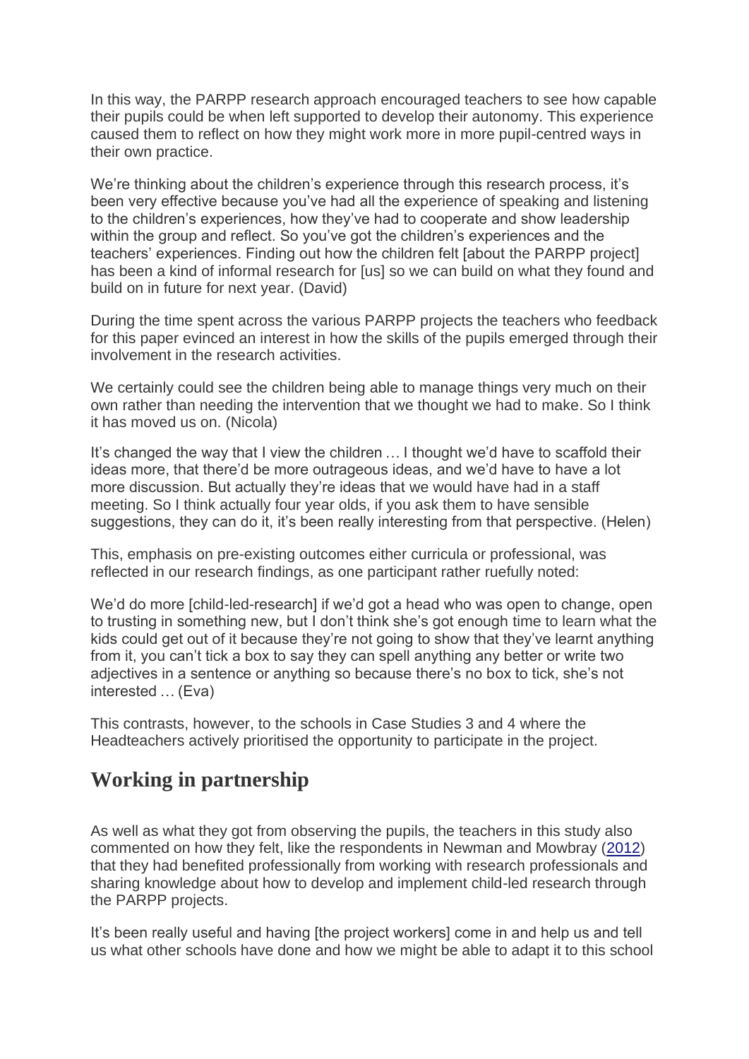In this way, the PARPP research approach encouraged teachers to see how capable their pupils could be when left supported to develop their autonomy. This experience caused them to reflect on how they might work more in more pupil-centred ways in their own practice.

We're thinking about the children's experience through this research process, it's been very effective because you've had all the experience of speaking and listening to the children's experiences, how they've had to cooperate and show leadership within the group and reflect. So you've got the children's experiences and the teachers' experiences. Finding out how the children felt [about the PARPP project] has been a kind of informal research for [us] so we can build on what they found and build on in future for next year. (David)

During the time spent across the various PARPP projects the teachers who feedback for this paper evinced an interest in how the skills of the pupils emerged through their involvement in the research activities.

We certainly could see the children being able to manage things very much on their own rather than needing the intervention that we thought we had to make. So I think it has moved us on. (Nicola)

It's changed the way that I view the children … I thought we'd have to scaffold their ideas more, that there'd be more outrageous ideas, and we'd have to have a lot more discussion. But actually they're ideas that we would have had in a staff meeting. So I think actually four year olds, if you ask them to have sensible suggestions, they can do it, it's been really interesting from that perspective. (Helen)

This, emphasis on pre-existing outcomes either curricula or professional, was reflected in our research findings, as one participant rather ruefully noted:

We'd do more [child-led-research] if we'd got a head who was open to change, open to trusting in something new, but I don't think she's got enough time to learn what the kids could get out of it because they're not going to show that they've learnt anything from it, you can't tick a box to say they can spell anything any better or write two adjectives in a sentence or anything so because there's no box to tick, she's not interested … (Eva)

This contrasts, however, to the schools in Case Studies 3 and 4 where the Headteachers actively prioritised the opportunity to participate in the project.

## Working in partnership

As well as what they got from observing the pupils, the teachers in this study also commented on how they felt, like the respondents in Newman and Mowbray (2012) that they had benefited professionally from working with research professionals and sharing knowledge about how to develop and implement child-led research through the PARPP projects.

It's been really useful and having [the project workers] come in and help us and tell us what other schools have done and how we might be able to adapt it to this school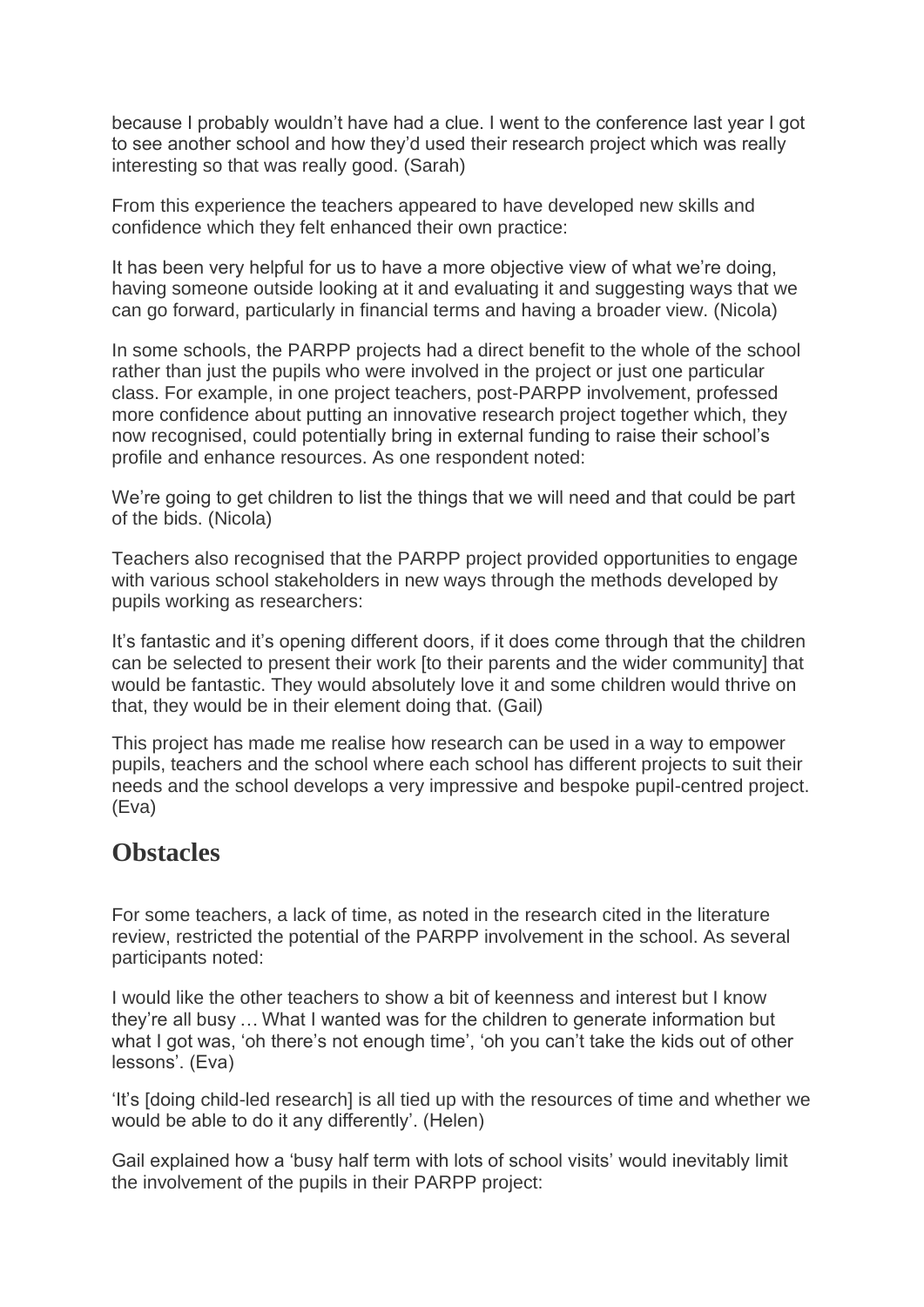because I probably wouldn't have had a clue. I went to the conference last year I got to see another school and how they'd used their research project which was really interesting so that was really good. (Sarah)

From this experience the teachers appeared to have developed new skills and confidence which they felt enhanced their own practice:

It has been very helpful for us to have a more objective view of what we're doing, having someone outside looking at it and evaluating it and suggesting ways that we can go forward, particularly in financial terms and having a broader view. (Nicola)

In some schools, the PARPP projects had a direct benefit to the whole of the school rather than just the pupils who were involved in the project or just one particular class. For example, in one project teachers, post-PARPP involvement, professed more confidence about putting an innovative research project together which, they now recognised, could potentially bring in external funding to raise their school's profile and enhance resources. As one respondent noted:

We're going to get children to list the things that we will need and that could be part of the bids. (Nicola)

Teachers also recognised that the PARPP project provided opportunities to engage with various school stakeholders in new ways through the methods developed by pupils working as researchers:

It's fantastic and it's opening different doors, if it does come through that the children can be selected to present their work [to their parents and the wider community] that would be fantastic. They would absolutely love it and some children would thrive on that, they would be in their element doing that. (Gail)

This project has made me realise how research can be used in a way to empower pupils, teachers and the school where each school has different projects to suit their needs and the school develops a very impressive and bespoke pupil-centred project. (Eva)

## Obstacles

For some teachers, a lack of time, as noted in the research cited in the literature review, restricted the potential of the PARPP involvement in the school. As several participants noted:

I would like the other teachers to show a bit of keenness and interest but I know they're all busy … What I wanted was for the children to generate information but what I got was, 'oh there's not enough time', 'oh you can't take the kids out of other lessons'. (Eva)

'It's [doing child-led research] is all tied up with the resources of time and whether we would be able to do it any differently'. (Helen)

Gail explained how a 'busy half term with lots of school visits' would inevitably limit the involvement of the pupils in their PARPP project: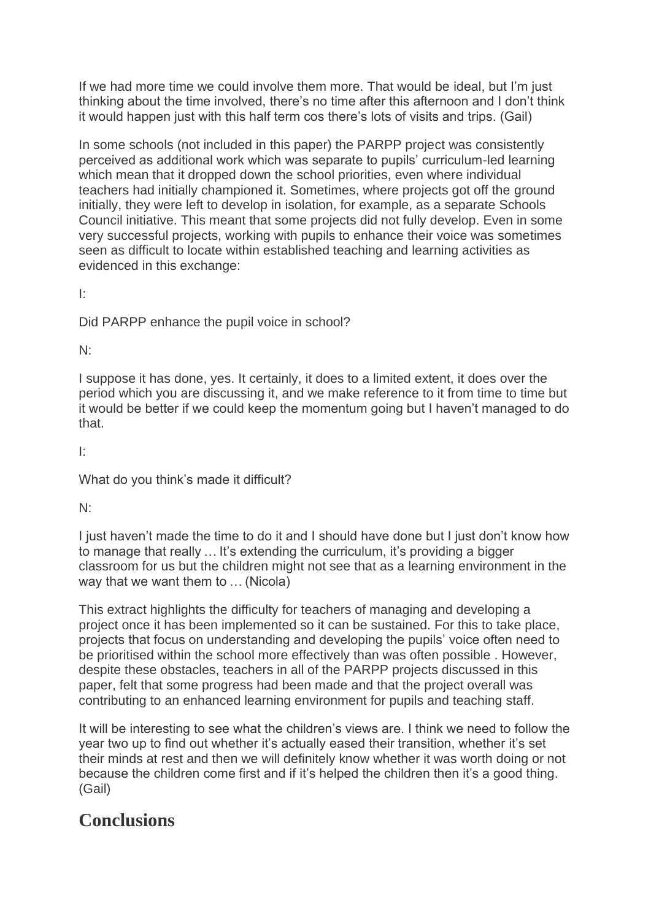If we had more time we could involve them more. That would be ideal, but I'm just thinking about the time involved, there's no time after this afternoon and I don't think it would happen just with this half term cos there's lots of visits and trips. (Gail)

In some schools (not included in this paper) the PARPP project was consistently perceived as additional work which was separate to pupils' curriculum-led learning which mean that it dropped down the school priorities, even where individual teachers had initially championed it. Sometimes, where projects got off the ground initially, they were left to develop in isolation, for example, as a separate Schools Council initiative. This meant that some projects did not fully develop. Even in some very successful projects, working with pupils to enhance their voice was sometimes seen as difficult to locate within established teaching and learning activities as evidenced in this exchange:

I:

Did PARPP enhance the pupil voice in school?

N:

I suppose it has done, yes. It certainly, it does to a limited extent, it does over the period which you are discussing it, and we make reference to it from time to time but it would be better if we could keep the momentum going but I haven't managed to do that.

I:

What do you think's made it difficult?

N:

I just haven't made the time to do it and I should have done but I just don't know how to manage that really … It's extending the curriculum, it's providing a bigger classroom for us but the children might not see that as a learning environment in the way that we want them to … (Nicola)

This extract highlights the difficulty for teachers of managing and developing a project once it has been implemented so it can be sustained. For this to take place, projects that focus on understanding and developing the pupils' voice often need to be prioritised within the school more effectively than was often possible . However, despite these obstacles, teachers in all of the PARPP projects discussed in this paper, felt that some progress had been made and that the project overall was contributing to an enhanced learning environment for pupils and teaching staff.

It will be interesting to see what the children's views are. I think we need to follow the year two up to find out whether it's actually eased their transition, whether it's set their minds at rest and then we will definitely know whether it was worth doing or not because the children come first and if it's helped the children then it's a good thing. (Gail)

## Conclusions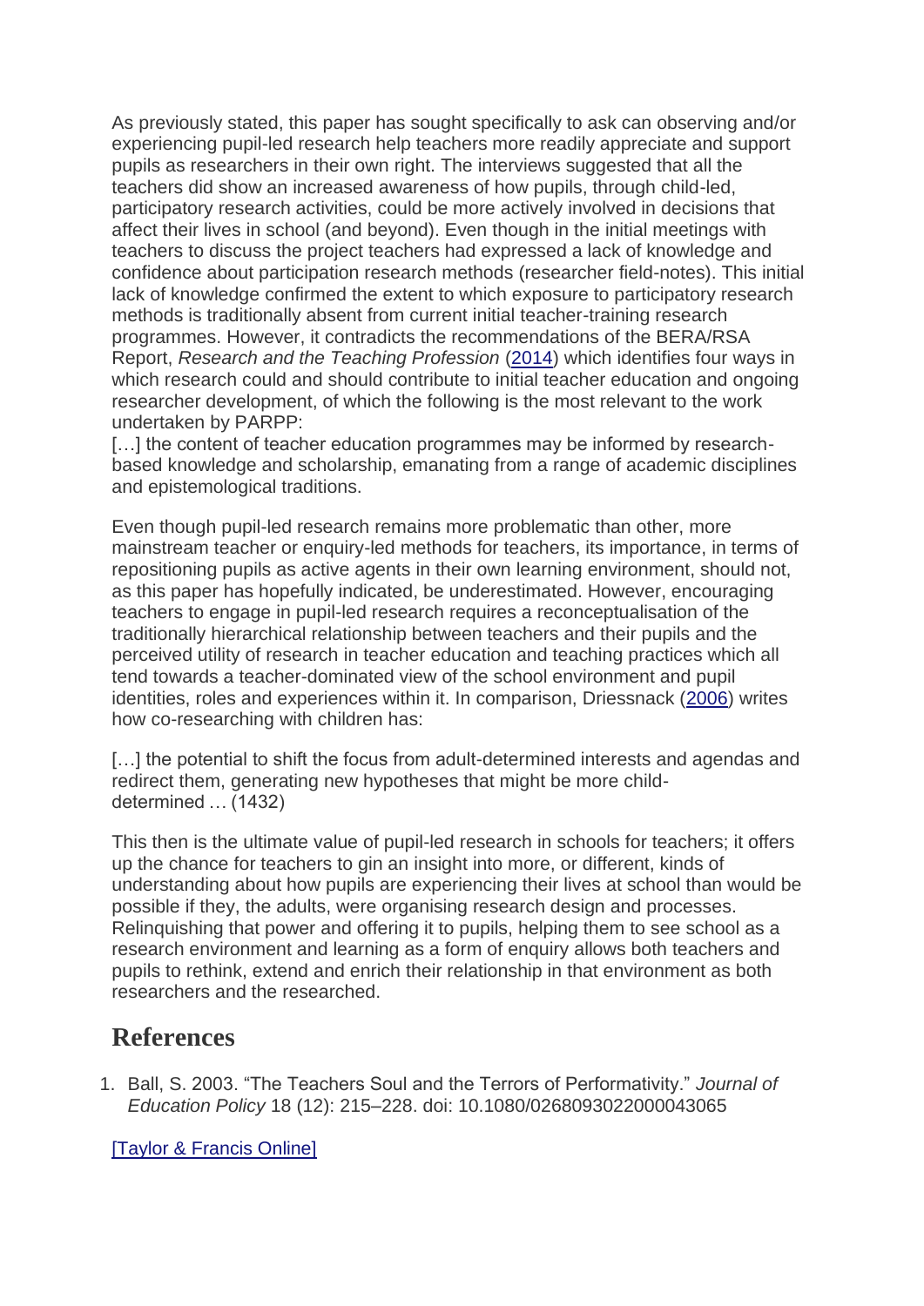As previously stated, this paper has sought specifically to ask can observing and/or experiencing pupil-led research help teachers more readily appreciate and support pupils as researchers in their own right. The interviews suggested that all the teachers did show an increased awareness of how pupils, through child-led, participatory research activities, could be more actively involved in decisions that affect their lives in school (and beyond). Even though in the initial meetings with teachers to discuss the project teachers had expressed a lack of knowledge and confidence about participation research methods (researcher field-notes). This initial lack of knowledge confirmed the extent to which exposure to participatory research methods is traditionally absent from current initial teacher-training research programmes. However, it contradicts the recommendations of the BERA/RSA Report, *Research and the Teaching Profession* (2014) which identifies four ways in which research could and should contribute to initial teacher education and ongoing researcher development, of which the following is the most relevant to the work undertaken by PARPP:

[…] the content of teacher education programmes may be informed by research-based knowledge and scholarship, emanating from a range of academic disciplines and epistemological traditions.

Even though pupil-led research remains more problematic than other, more mainstream teacher or enquiry-led methods for teachers, its importance, in terms of repositioning pupils as active agents in their own learning environment, should not, as this paper has hopefully indicated, be underestimated. However, encouraging teachers to engage in pupil-led research requires a reconceptualisation of the traditionally hierarchical relationship between teachers and their pupils and the perceived utility of research in teacher education and teaching practices which all tend towards a teacher-dominated view of the school environment and pupil identities, roles and experiences within it. In comparison, Driessnack (2006) writes how co-researching with children has:

[…] the potential to shift the focus from adult-determined interests and agendas and redirect them, generating new hypotheses that might be more child-determined … (1432)

This then is the ultimate value of pupil-led research in schools for teachers; it offers up the chance for teachers to gin an insight into more, or different, kinds of understanding about how pupils are experiencing their lives at school than would be possible if they, the adults, were organising research design and processes. Relinquishing that power and offering it to pupils, helping them to see school as a research environment and learning as a form of enquiry allows both teachers and pupils to rethink, extend and enrich their relationship in that environment as both researchers and the researched.

## References

1. Ball, S. 2003. "The Teachers Soul and the Terrors of Performativity." *Journal of Education Policy* 18 (12): 215–228. doi: 10.1080/0268093022000043065

[Taylor & Francis Online]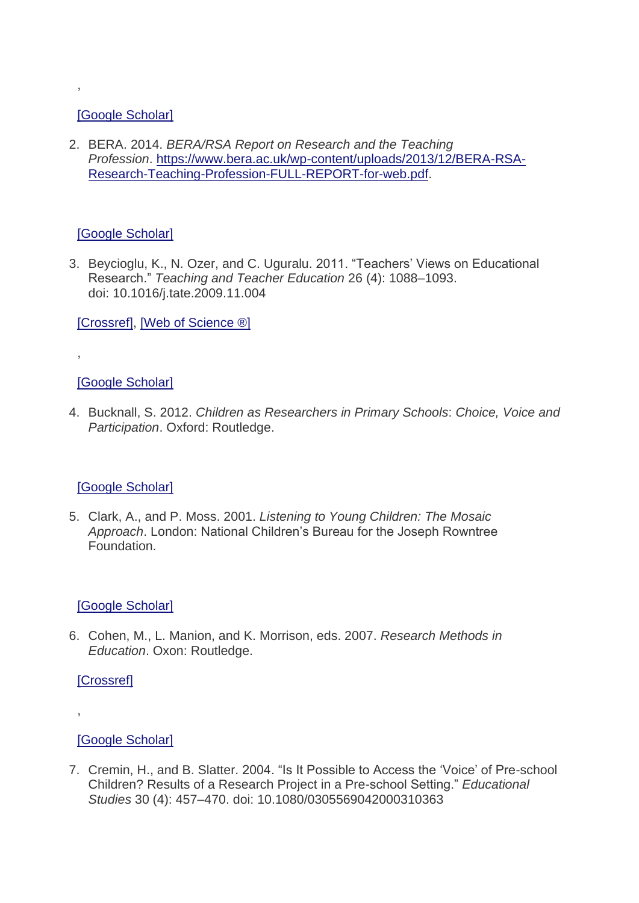,

[Google Scholar]

2. BERA. 2014. *BERA/RSA Report on Research and the Teaching Profession*. https://www.bera.ac.uk/wp-content/uploads/2013/12/BERA-RSA-Research-Teaching-Profession-FULL-REPORT-for-web.pdf.

[Google Scholar]

3. Beycioglu, K., N. Ozer, and C. Uguralu. 2011. "Teachers' Views on Educational Research." *Teaching and Teacher Education* 26 (4): 1088–1093. doi: 10.1016/j.tate.2009.11.004

[Crossref], [Web of Science ®]

,

[Google Scholar]

4. Bucknall, S. 2012. *Children as Researchers in Primary Schools*: *Choice, Voice and Participation*. Oxford: Routledge.

[Google Scholar]

5. Clark, A., and P. Moss. 2001. *Listening to Young Children: The Mosaic Approach*. London: National Children's Bureau for the Joseph Rowntree Foundation.

[Google Scholar]

6. Cohen, M., L. Manion, and K. Morrison, eds. 2007. *Research Methods in Education*. Oxon: Routledge.

[Crossref]

,

[Google Scholar]

7. Cremin, H., and B. Slatter. 2004. "Is It Possible to Access the 'Voice' of Pre-school Children? Results of a Research Project in a Pre-school Setting." *Educational Studies* 30 (4): 457–470. doi: 10.1080/0305569042000310363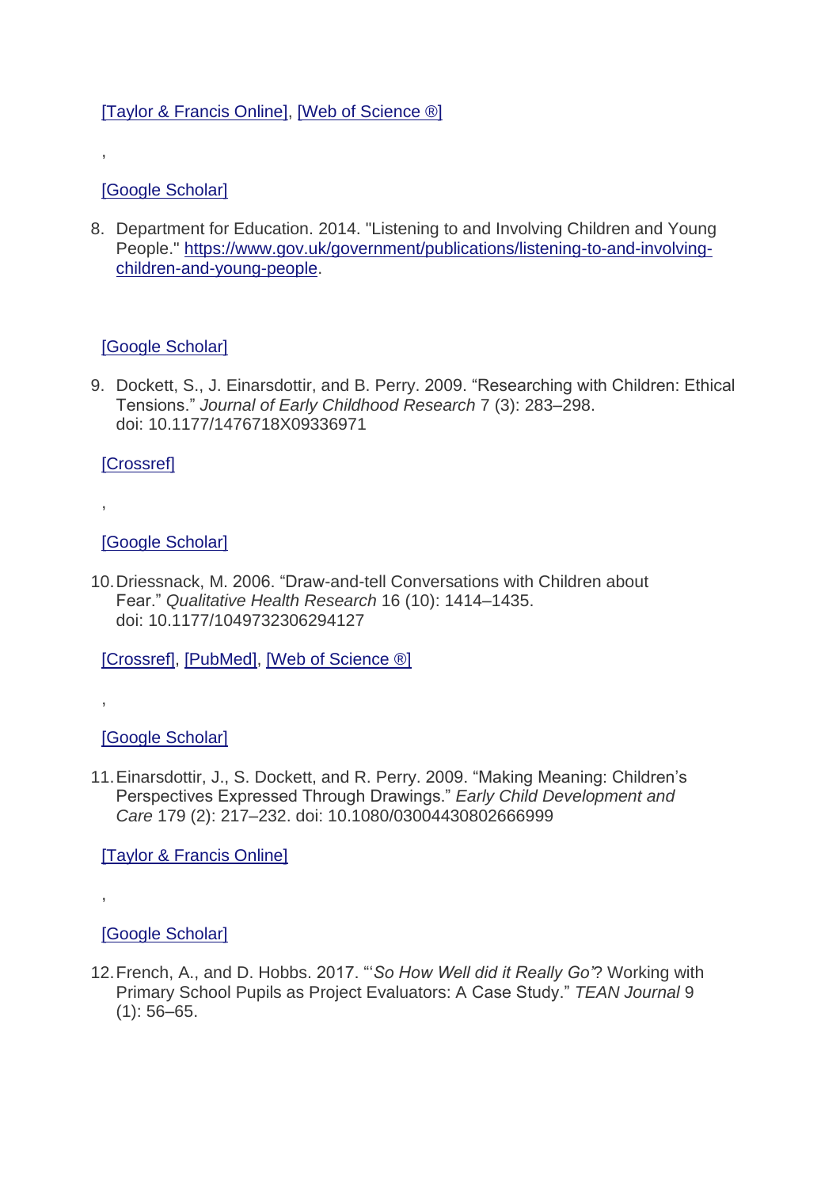[Taylor & Francis Online], [Web of Science ®]

,

[Google Scholar]

8. Department for Education. 2014. "Listening to and Involving Children and Young People." https://www.gov.uk/government/publications/listening-to-and-involving-children-and-young-people.

   [Google Scholar]

9. Dockett, S., J. Einarsdottir, and B. Perry. 2009. “Researching with Children: Ethical Tensions.” *Journal of Early Childhood Research* 7 (3): 283–298. doi: 10.1177/1476718X09336971

   [Crossref]

   ,

   [Google Scholar]

10. Driessnack, M. 2006. “Draw-and-tell Conversations with Children about Fear.” *Qualitative Health Research* 16 (10): 1414–1435. doi: 10.1177/1049732306294127

    [Crossref], [PubMed], [Web of Science ®]

    ,

    [Google Scholar]

11. Einarsdottir, J., S. Dockett, and R. Perry. 2009. “Making Meaning: Children’s Perspectives Expressed Through Drawings.” *Early Child Development and Care* 179 (2): 217–232. doi: 10.1080/03004430802666999

    [Taylor & Francis Online]

    ,

    [Google Scholar]

12. French, A., and D. Hobbs. 2017. “‘*So How Well did it Really Go’*? Working with Primary School Pupils as Project Evaluators: A Case Study.” *TEAN Journal* 9 (1): 56–65.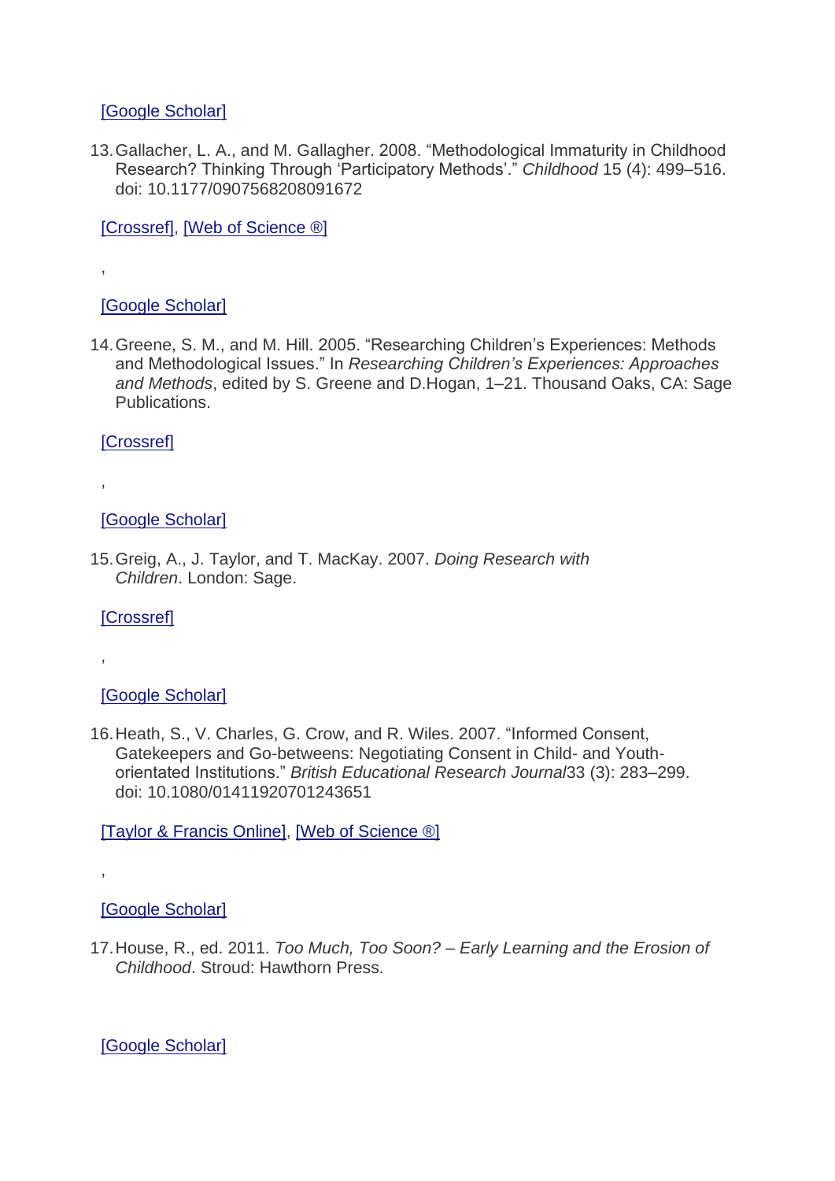[Google Scholar]

13. Gallacher, L. A., and M. Gallagher. 2008. “Methodological Immaturity in Childhood Research? Thinking Through ‘Participatory Methods’.” *Childhood* 15 (4): 499–516. doi: 10.1177/0907568208091672

[Crossref], [Web of Science ®]

,

[Google Scholar]

14. Greene, S. M., and M. Hill. 2005. “Researching Children’s Experiences: Methods and Methodological Issues.” In *Researching Children’s Experiences: Approaches and Methods*, edited by S. Greene and D.Hogan, 1–21. Thousand Oaks, CA: Sage Publications.

[Crossref]

,

[Google Scholar]

15. Greig, A., J. Taylor, and T. MacKay. 2007. *Doing Research with Children*. London: Sage.

[Crossref]

,

[Google Scholar]

16. Heath, S., V. Charles, G. Crow, and R. Wiles. 2007. “Informed Consent, Gatekeepers and Go-betweens: Negotiating Consent in Child- and Youth-orientated Institutions.” *British Educational Research Journal*33 (3): 283–299. doi: 10.1080/01411920701243651

[Taylor & Francis Online], [Web of Science ®]

,

[Google Scholar]

17. House, R., ed. 2011. *Too Much, Too Soon? – Early Learning and the Erosion of Childhood*. Stroud: Hawthorn Press.

[Google Scholar]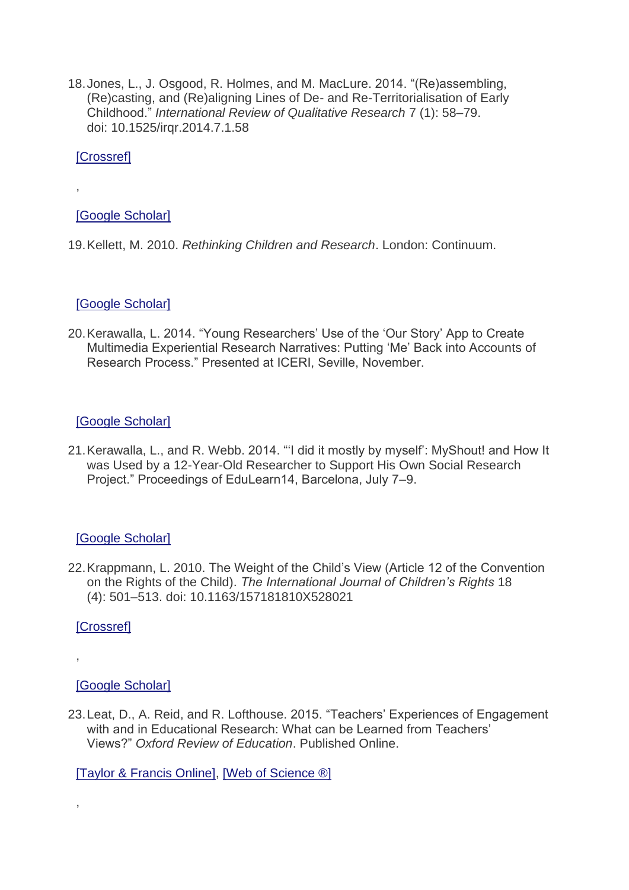18. Jones, L., J. Osgood, R. Holmes, and M. MacLure. 2014. "(Re)assembling, (Re)casting, and (Re)aligning Lines of De- and Re-Territorialisation of Early Childhood." *International Review of Qualitative Research* 7 (1): 58–79. doi: 10.1525/irqr.2014.7.1.58

   [Crossref]

   ,

   [Google Scholar]

19. Kellett, M. 2010. *Rethinking Children and Research*. London: Continuum.

   [Google Scholar]

20. Kerawalla, L. 2014. "Young Researchers' Use of the 'Our Story' App to Create Multimedia Experiential Research Narratives: Putting 'Me' Back into Accounts of Research Process." Presented at ICERI, Seville, November.

   [Google Scholar]

21. Kerawalla, L., and R. Webb. 2014. "'I did it mostly by myself': MyShout! and How It was Used by a 12-Year-Old Researcher to Support His Own Social Research Project." Proceedings of EduLearn14, Barcelona, July 7–9.

   [Google Scholar]

22. Krappmann, L. 2010. The Weight of the Child's View (Article 12 of the Convention on the Rights of the Child). *The International Journal of Children's Rights* 18 (4): 501–513. doi: 10.1163/157181810X528021

   [Crossref]

   ,

   [Google Scholar]

23. Leat, D., A. Reid, and R. Lofthouse. 2015. "Teachers' Experiences of Engagement with and in Educational Research: What can be Learned from Teachers' Views?" *Oxford Review of Education*. Published Online.

   [Taylor & Francis Online], [Web of Science ®]

   ,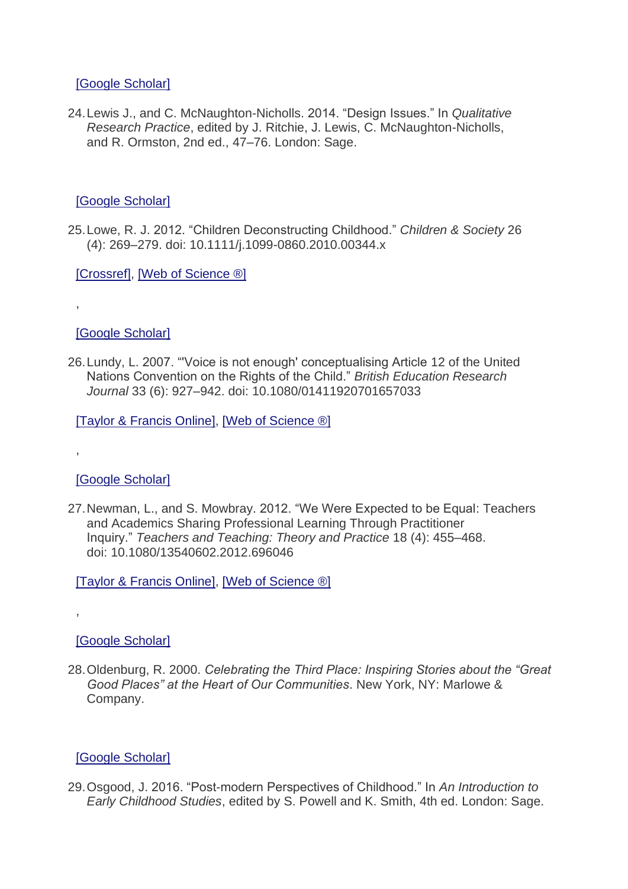[Google Scholar]

24. Lewis J., and C. McNaughton-Nicholls. 2014. “Design Issues.” In *Qualitative Research Practice*, edited by J. Ritchie, J. Lewis, C. McNaughton-Nicholls, and R. Ormston, 2nd ed., 47–76. London: Sage.

[Google Scholar]

25. Lowe, R. J. 2012. “Children Deconstructing Childhood.” *Children & Society* 26 (4): 269–279. doi: 10.1111/j.1099-0860.2010.00344.x

[Crossref], [Web of Science ®]

,

[Google Scholar]

26. Lundy, L. 2007. “'Voice is not enough' conceptualising Article 12 of the United Nations Convention on the Rights of the Child.” *British Education Research Journal* 33 (6): 927–942. doi: 10.1080/01411920701657033

[Taylor & Francis Online], [Web of Science ®]

,

[Google Scholar]

27. Newman, L., and S. Mowbray. 2012. “We Were Expected to be Equal: Teachers and Academics Sharing Professional Learning Through Practitioner Inquiry.” *Teachers and Teaching: Theory and Practice* 18 (4): 455–468. doi: 10.1080/13540602.2012.696046

[Taylor & Francis Online], [Web of Science ®]

,

[Google Scholar]

28. Oldenburg, R. 2000. *Celebrating the Third Place: Inspiring Stories about the “Great Good Places” at the Heart of Our Communities*. New York, NY: Marlowe & Company.

[Google Scholar]

29. Osgood, J. 2016. “Post-modern Perspectives of Childhood.” In *An Introduction to Early Childhood Studies*, edited by S. Powell and K. Smith, 4th ed. London: Sage.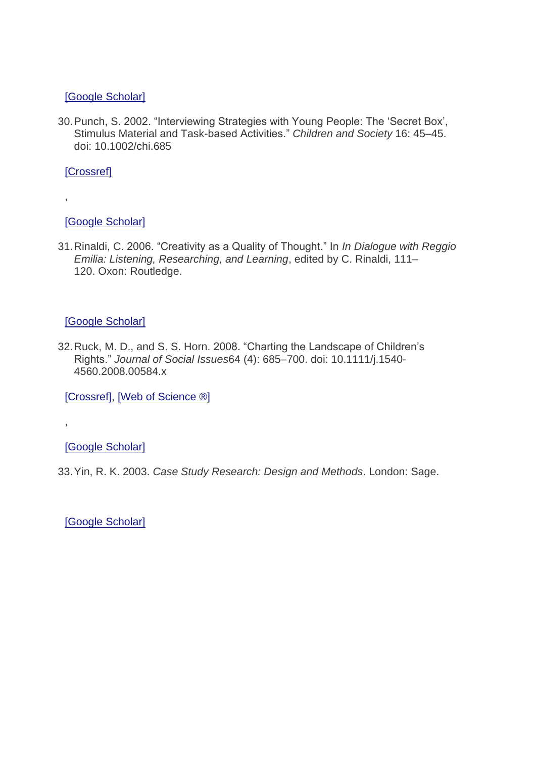[Google Scholar]

30. Punch, S. 2002. “Interviewing Strategies with Young People: The ‘Secret Box’, Stimulus Material and Task-based Activities.” *Children and Society* 16: 45–45. doi: 10.1002/chi.685

[Crossref]

,

[Google Scholar]

31. Rinaldi, C. 2006. “Creativity as a Quality of Thought.” In *In Dialogue with Reggio Emilia: Listening, Researching, and Learning*, edited by C. Rinaldi, 111–120. Oxon: Routledge.

[Google Scholar]

32. Ruck, M. D., and S. S. Horn. 2008. “Charting the Landscape of Children’s Rights.” *Journal of Social Issues*64 (4): 685–700. doi: 10.1111/j.1540-4560.2008.00584.x

[Crossref], [Web of Science ®]

,

[Google Scholar]

33. Yin, R. K. 2003. *Case Study Research: Design and Methods*. London: Sage.

[Google Scholar]